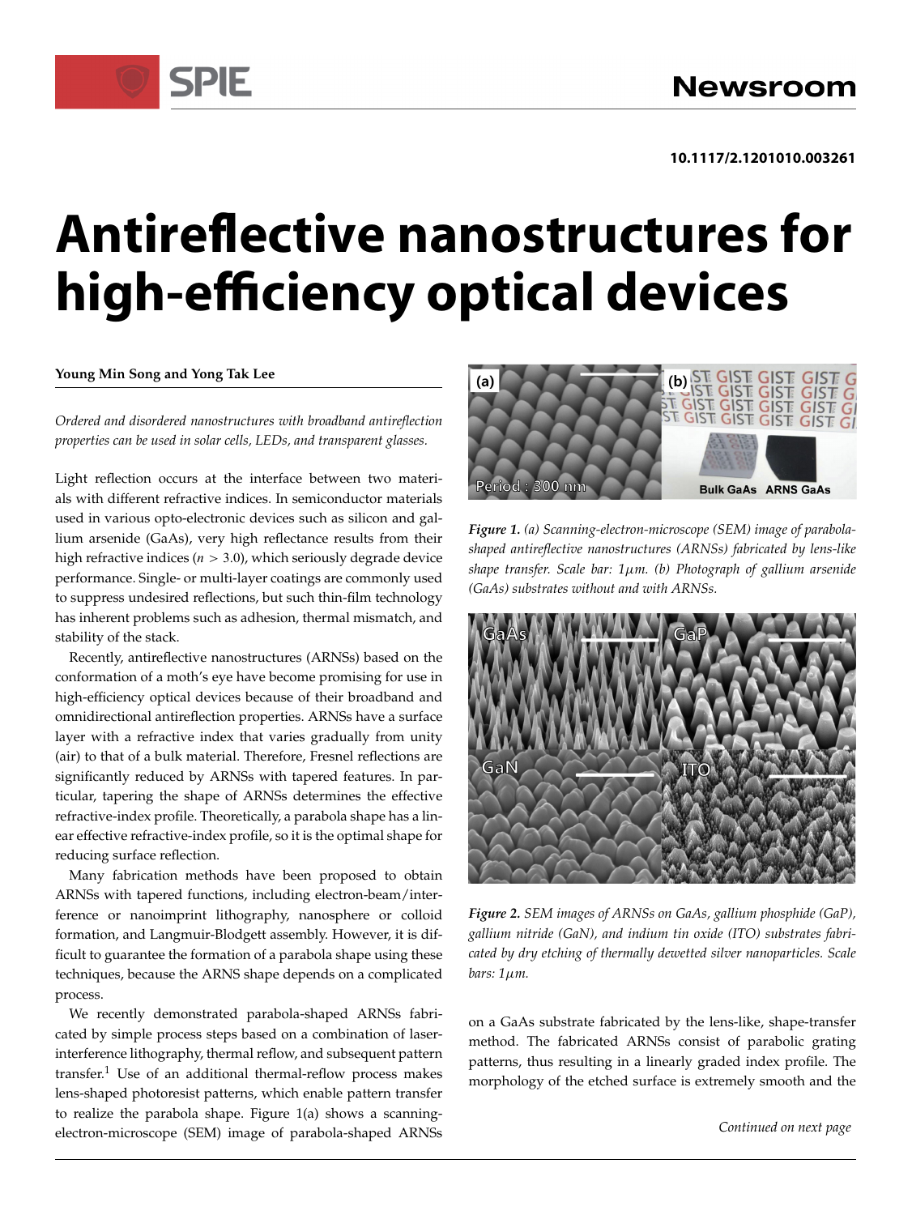10.1117/2.1201010.003261

# Antireflective nanostructures for high-efficiency optical devices

**Young Min Song and Yong Tak Lee**

*Ordered and disordered nanostructures with broadband antireflection properties can be used in solar cells, LEDs, and transparent glasses.*

Light reflection occurs at the interface between two materials with different refractive indices. In semiconductor materials used in various opto-electronic devices such as silicon and gallium arsenide (GaAs), very high reflectance results from their high refractive indices ($n > 3.0$), which seriously degrade device performance. Single- or multi-layer coatings are commonly used to suppress undesired reflections, but such thin-film technology has inherent problems such as adhesion, thermal mismatch, and stability of the stack.

Recently, antireflective nanostructures (ARNSs) based on the conformation of a moth's eye have become promising for use in high-efficiency optical devices because of their broadband and omnidirectional antireflection properties. ARNSs have a surface layer with a refractive index that varies gradually from unity (air) to that of a bulk material. Therefore, Fresnel reflections are significantly reduced by ARNSs with tapered features. In particular, tapering the shape of ARNSs determines the effective refractive-index profile. Theoretically, a parabola shape has a linear effective refractive-index profile, so it is the optimal shape for reducing surface reflection.

Many fabrication methods have been proposed to obtain ARNSs with tapered functions, including electron-beam/interference or nanoimprint lithography, nanosphere or colloid formation, and Langmuir-Blodgett assembly. However, it is difficult to guarantee the formation of a parabola shape using these techniques, because the ARNS shape depends on a complicated process.

We recently demonstrated parabola-shaped ARNSs fabricated by simple process steps based on a combination of laser-interference lithography, thermal reflow, and subsequent pattern transfer.[1] Use of an additional thermal-reflow process makes lens-shaped photoresist patterns, which enable pattern transfer to realize the parabola shape. Figure 1(a) shows a scanning-electron-microscope (SEM) image of parabola-shaped ARNSs on a GaAs substrate fabricated by the lens-like, shape-transfer method. The fabricated ARNSs consist of parabolic grating patterns, thus resulting in a linearly graded index profile. The morphology of the etched surface is extremely smooth and the

*Figure 1. (a) Scanning-electron-microscope (SEM) image of parabola-shaped antireflective nanostructures (ARNSs) fabricated by lens-like shape transfer. Scale bar: 1μm. (b) Photograph of gallium arsenide (GaAs) substrates without and with ARNSs.*

*Figure 2. SEM images of ARNSs on GaAs, gallium phosphide (GaP), gallium nitride (GaN), and indium tin oxide (ITO) substrates fabricated by dry etching of thermally dewetted silver nanoparticles. Scale bars: 1μm.*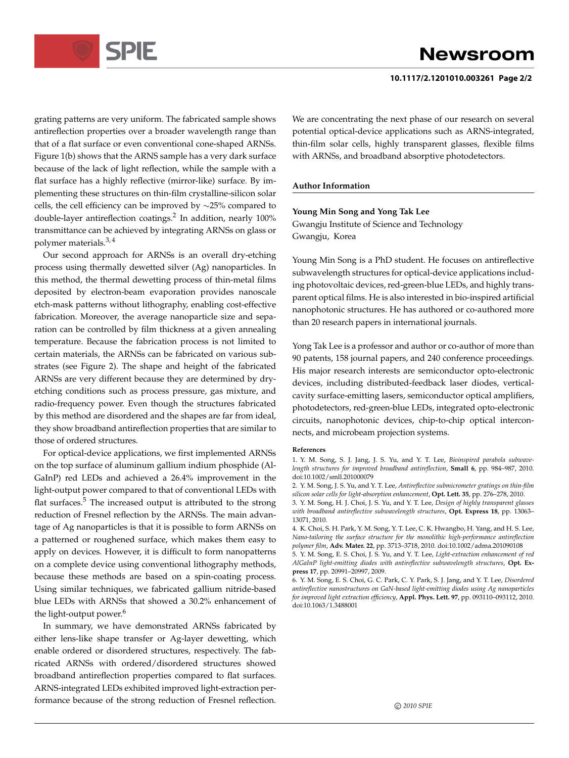grating patterns are very uniform. The fabricated sample shows antireflection properties over a broader wavelength range than that of a flat surface or even conventional cone-shaped ARNSs. Figure 1(b) shows that the ARNS sample has a very dark surface because of the lack of light reflection, while the sample with a flat surface has a highly reflective (mirror-like) surface. By implementing these structures on thin-film crystalline-silicon solar cells, the cell efficiency can be improved by ∼25% compared to double-layer antireflection coatings.[2] In addition, nearly 100% transmittance can be achieved by integrating ARNSs on glass or polymer materials.[3,4]

Our second approach for ARNSs is an overall dry-etching process using thermally dewetted silver (Ag) nanoparticles. In this method, the thermal dewetting process of thin-metal films deposited by electron-beam evaporation provides nanoscale etch-mask patterns without lithography, enabling cost-effective fabrication. Moreover, the average nanoparticle size and separation can be controlled by film thickness at a given annealing temperature. Because the fabrication process is not limited to certain materials, the ARNSs can be fabricated on various substrates (see Figure 2). The shape and height of the fabricated ARNSs are very different because they are determined by dry-etching conditions such as process pressure, gas mixture, and radio-frequency power. Even though the structures fabricated by this method are disordered and the shapes are far from ideal, they show broadband antireflection properties that are similar to those of ordered structures.

For optical-device applications, we first implemented ARNSs on the top surface of aluminum gallium indium phosphide (AlGaInP) red LEDs and achieved a 26.4% improvement in the light-output power compared to that of conventional LEDs with flat surfaces.[5] The increased output is attributed to the strong reduction of Fresnel reflection by the ARNSs. The main advantage of Ag nanoparticles is that it is possible to form ARNSs on a patterned or roughened surface, which makes them easy to apply on devices. However, it is difficult to form nanopatterns on a complete device using conventional lithography methods, because these methods are based on a spin-coating process. Using similar techniques, we fabricated gallium nitride-based blue LEDs with ARNSs that showed a 30.2% enhancement of the light-output power.[6]

In summary, we have demonstrated ARNSs fabricated by either lens-like shape transfer or Ag-layer dewetting, which enable ordered or disordered structures, respectively. The fabricated ARNSs with ordered/disordered structures showed broadband antireflection properties compared to flat surfaces. ARNS-integrated LEDs exhibited improved light-extraction performance because of the strong reduction of Fresnel reflection.

We are concentrating the next phase of our research on several potential optical-device applications such as ARNS-integrated, thin-film solar cells, highly transparent glasses, flexible films with ARNSs, and broadband absorptive photodetectors.

## Author Information

**Young Min Song and Yong Tak Lee**
Gwangju Institute of Science and Technology
Gwangju, Korea

Young Min Song is a PhD student. He focuses on antireflective subwavelength structures for optical-device applications including photovoltaic devices, red-green-blue LEDs, and highly transparent optical films. He is also interested in bio-inspired artificial nanophotonic structures. He has authored or co-authored more than 20 research papers in international journals.

Yong Tak Lee is a professor and author or co-author of more than 90 patents, 158 journal papers, and 240 conference proceedings. His major research interests are semiconductor opto-electronic devices, including distributed-feedback laser diodes, vertical-cavity surface-emitting lasers, semiconductor optical amplifiers, photodetectors, red-green-blue LEDs, integrated opto-electronic circuits, nanophotonic devices, chip-to-chip optical interconnects, and microbeam projection systems.

#### References

1. Y. M. Song, S. J. Jang, J. S. Yu, and Y. T. Lee, *Bioinspired parabola subwavelength structures for improved broadband antireflection*, **Small 6**, pp. 984–987, 2010. doi:10.1002/smll.201000079
2. Y. M. Song, J. S. Yu, and Y. T. Lee, *Antireflective submicrometer gratings on thin-film silicon solar cells for light-absorption enhancement*, **Opt. Lett. 35**, pp. 276–278, 2010.
3. Y. M. Song, H. J. Choi, J. S. Yu, and Y. T. Lee, *Design of highly transparent glasses with broadband antireflective subwavelength structures*, **Opt. Express 18**, pp. 13063–13071, 2010.
4. K. Choi, S. H. Park, Y. M. Song, Y. T. Lee, C. K. Hwangbo, H. Yang, and H. S. Lee, *Nano-tailoring the surface structure for the monolithic high-performance antireflection polymer film*, **Adv. Mater. 22**, pp. 3713–3718, 2010. doi:10.1002/adma.201090108
5. Y. M. Song, E. S. Choi, J. S. Yu, and Y. T. Lee, *Light-extraction enhancement of red AlGaInP light-emitting diodes with antireflective subwavelength structures*, **Opt. Express 17**, pp. 20991–20997, 2009.
6. Y. M. Song, E. S. Choi, G. C. Park, C. Y. Park, S. J. Jang, and Y. T. Lee, *Disordered antireflective nanostructures on GaN-based light-emitting diodes using Ag nanoparticles for improved light extraction efficiency*, **Appl. Phys. Lett. 97**, pp. 093110–093112, 2010. doi:10.1063/1.3488001

© 2010 SPIE